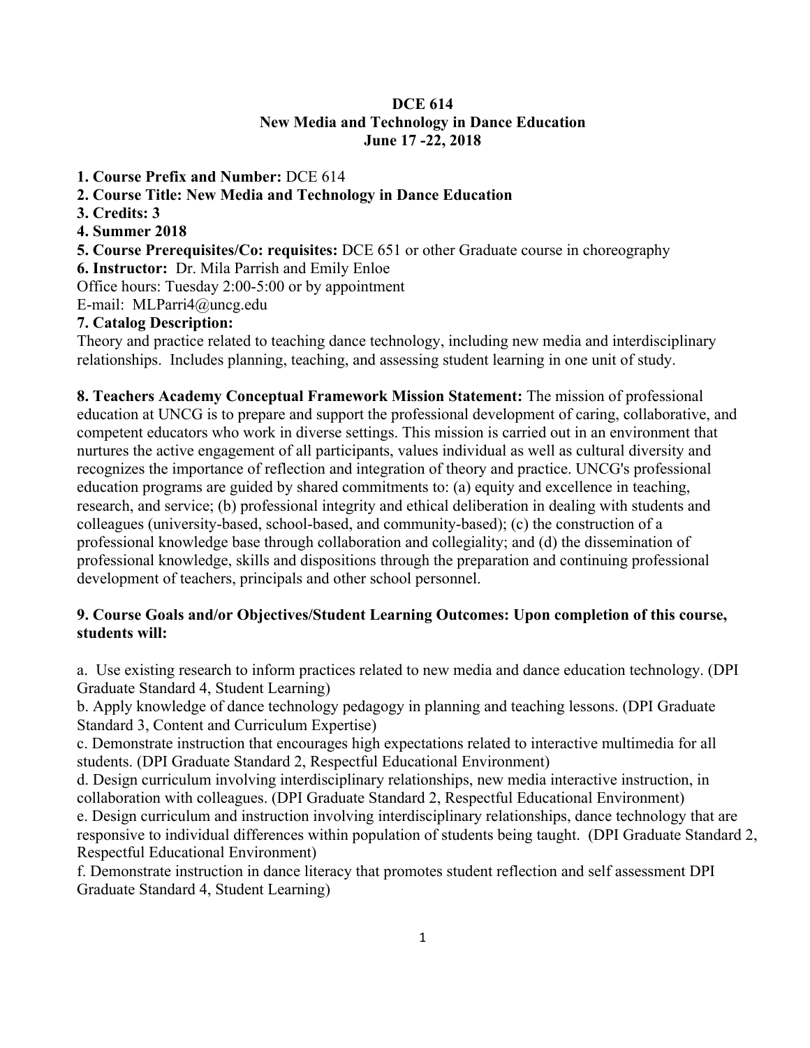# DCE 614
## New Media and Technology in Dance Education
### June 17 -22, 2018

**1. Course Prefix and Number:** DCE 614

**2. Course Title: New Media and Technology in Dance Education**

**3. Credits: 3**

**4. Summer 2018**

**5. Course Prerequisites/Co: requisites:** DCE 651 or other Graduate course in choreography

**6. Instructor:** Dr. Mila Parrish and Emily Enloe

Office hours: Tuesday 2:00-5:00 or by appointment

E-mail: MLParri4@uncg.edu

**7. Catalog Description:**

Theory and practice related to teaching dance technology, including new media and interdisciplinary relationships. Includes planning, teaching, and assessing student learning in one unit of study.

**8. Teachers Academy Conceptual Framework Mission Statement:** The mission of professional education at UNCG is to prepare and support the professional development of caring, collaborative, and competent educators who work in diverse settings. This mission is carried out in an environment that nurtures the active engagement of all participants, values individual as well as cultural diversity and recognizes the importance of reflection and integration of theory and practice. UNCG's professional education programs are guided by shared commitments to: (a) equity and excellence in teaching, research, and service; (b) professional integrity and ethical deliberation in dealing with students and colleagues (university-based, school-based, and community-based); (c) the construction of a professional knowledge base through collaboration and collegiality; and (d) the dissemination of professional knowledge, skills and dispositions through the preparation and continuing professional development of teachers, principals and other school personnel.

**9. Course Goals and/or Objectives/Student Learning Outcomes: Upon completion of this course, students will:**

a. Use existing research to inform practices related to new media and dance education technology. (DPI Graduate Standard 4, Student Learning)

b. Apply knowledge of dance technology pedagogy in planning and teaching lessons. (DPI Graduate Standard 3, Content and Curriculum Expertise)

c. Demonstrate instruction that encourages high expectations related to interactive multimedia for all students. (DPI Graduate Standard 2, Respectful Educational Environment)

d. Design curriculum involving interdisciplinary relationships, new media interactive instruction, in collaboration with colleagues. (DPI Graduate Standard 2, Respectful Educational Environment)

e. Design curriculum and instruction involving interdisciplinary relationships, dance technology that are responsive to individual differences within population of students being taught. (DPI Graduate Standard 2, Respectful Educational Environment)

f. Demonstrate instruction in dance literacy that promotes student reflection and self assessment DPI Graduate Standard 4, Student Learning)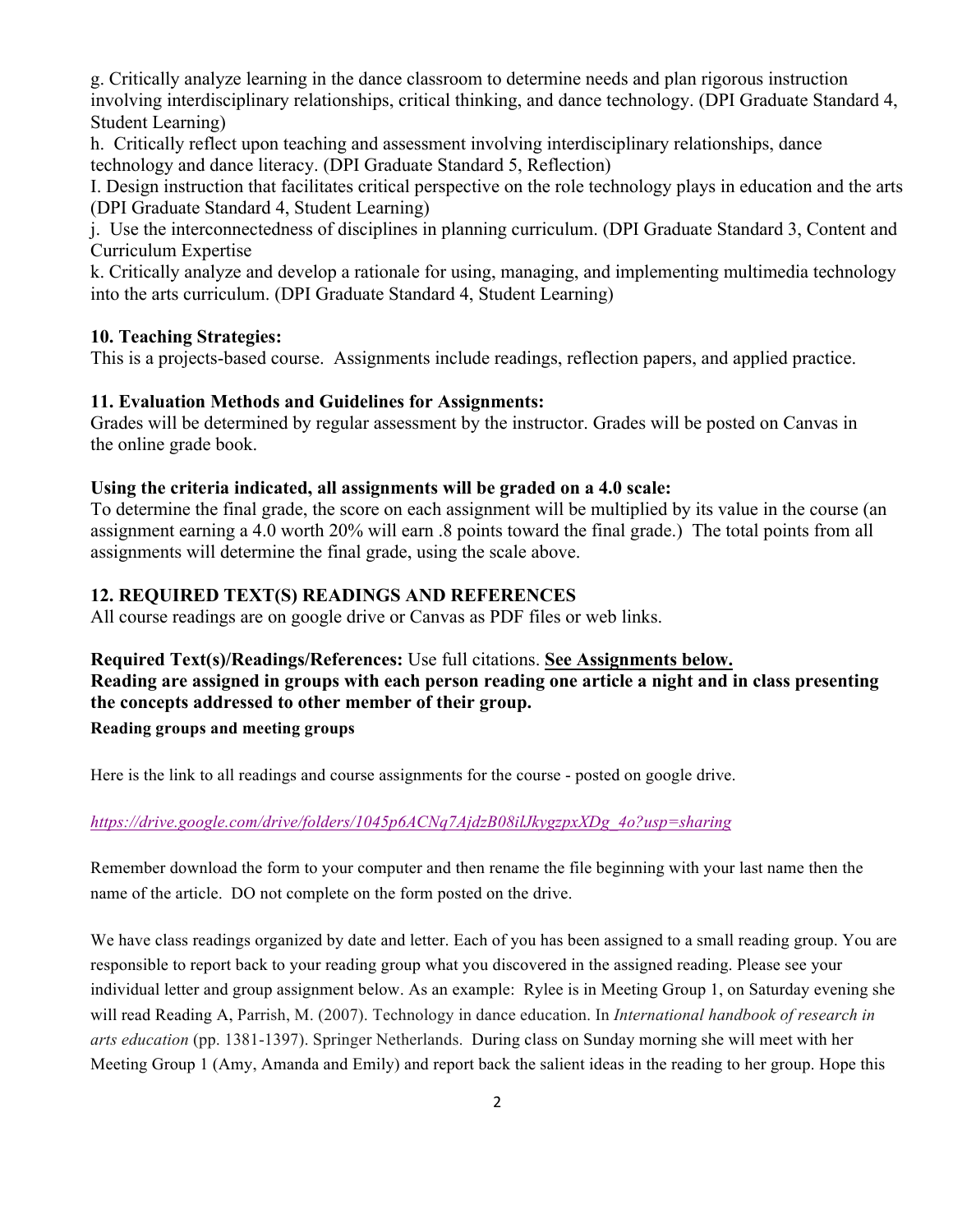g. Critically analyze learning in the dance classroom to determine needs and plan rigorous instruction involving interdisciplinary relationships, critical thinking, and dance technology. (DPI Graduate Standard 4, Student Learning)

h. Critically reflect upon teaching and assessment involving interdisciplinary relationships, dance technology and dance literacy. (DPI Graduate Standard 5, Reflection)

I. Design instruction that facilitates critical perspective on the role technology plays in education and the arts (DPI Graduate Standard 4, Student Learning)

j. Use the interconnectedness of disciplines in planning curriculum. (DPI Graduate Standard 3, Content and Curriculum Expertise

k. Critically analyze and develop a rationale for using, managing, and implementing multimedia technology into the arts curriculum. (DPI Graduate Standard 4, Student Learning)

### 10. Teaching Strategies:

This is a projects-based course. Assignments include readings, reflection papers, and applied practice.

### 11. Evaluation Methods and Guidelines for Assignments:

Grades will be determined by regular assessment by the instructor. Grades will be posted on Canvas in the online grade book.

### Using the criteria indicated, all assignments will be graded on a 4.0 scale:

To determine the final grade, the score on each assignment will be multiplied by its value in the course (an assignment earning a 4.0 worth 20% will earn .8 points toward the final grade.) The total points from all assignments will determine the final grade, using the scale above.

### 12. REQUIRED TEXT(S) READINGS AND REFERENCES

All course readings are on google drive or Canvas as PDF files or web links.

**Required Text(s)/Readings/References:** Use full citations. **<u>See Assignments below.</u>**
**Reading are assigned in groups with each person reading one article a night and in class presenting the concepts addressed to other member of their group.**

**Reading groups and meeting groups**

Here is the link to all readings and course assignments for the course - posted on google drive.

*https://drive.google.com/drive/folders/1045p6ACNq7AjdzB08ilJkygzpxXDg_4o?usp=sharing*

Remember download the form to your computer and then rename the file beginning with your last name then the name of the article. DO not complete on the form posted on the drive.

We have class readings organized by date and letter. Each of you has been assigned to a small reading group. You are responsible to report back to your reading group what you discovered in the assigned reading. Please see your individual letter and group assignment below. As an example: Rylee is in Meeting Group 1, on Saturday evening she will read Reading A, Parrish, M. (2007). Technology in dance education. In *International handbook of research in arts education* (pp. 1381-1397). Springer Netherlands. During class on Sunday morning she will meet with her Meeting Group 1 (Amy, Amanda and Emily) and report back the salient ideas in the reading to her group. Hope this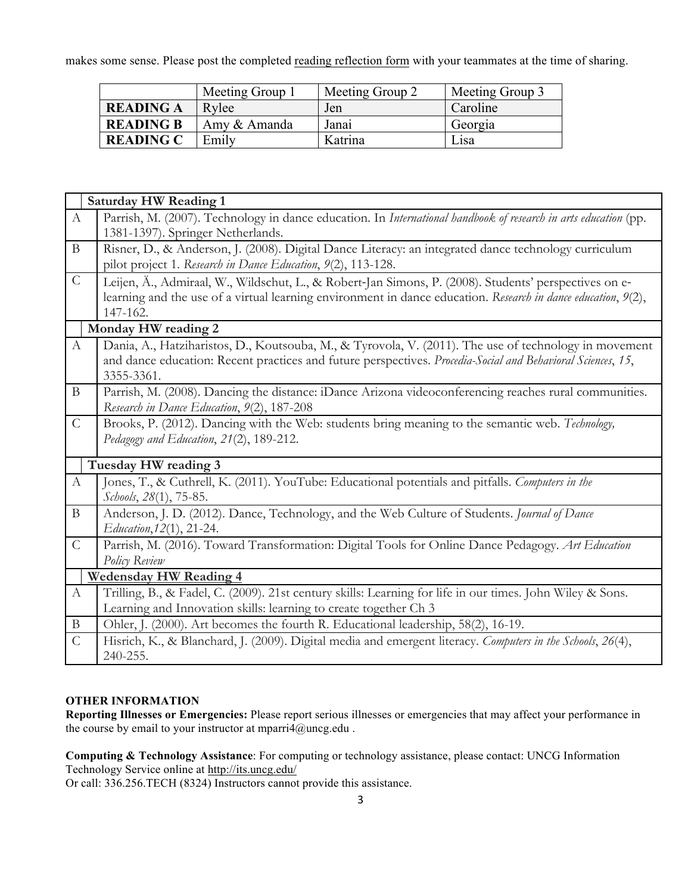makes some sense. Please post the completed reading reflection form with your teammates at the time of sharing.

| | Meeting Group 1 | Meeting Group 2 | Meeting Group 3 |
|---|---|---|---|
| **READING A** | Rylee | Jen | Caroline |
| **READING B** | Amy & Amanda | Janai | Georgia |
| **READING C** | Emily | Katrina | Lisa |

| | **Saturday HW Reading 1** |
|---|---|
| A | Parrish, M. (2007). Technology in dance education. In *International handbook of research in arts education* (pp. 1381-1397). Springer Netherlands. |
| B | Risner, D., & Anderson, J. (2008). Digital Dance Literacy: an integrated dance technology curriculum pilot project 1. *Research in Dance Education*, *9*(2), 113-128. |
| C | Leijen, Ä., Admiraal, W., Wildschut, L., & Robert-Jan Simons, P. (2008). Students' perspectives on e-learning and the use of a virtual learning environment in dance education. *Research in dance education*, *9*(2), 147-162. |
| | **Monday HW reading 2** |
| A | Dania, A., Hatziharistos, D., Koutsouba, M., & Tyrovola, V. (2011). The use of technology in movement and dance education: Recent practices and future perspectives. *Procedia-Social and Behavioral Sciences*, *15*, 3355-3361. |
| B | Parrish, M. (2008). Dancing the distance: iDance Arizona videoconferencing reaches rural communities. *Research in Dance Education*, *9*(2), 187-208 |
| C | Brooks, P. (2012). Dancing with the Web: students bring meaning to the semantic web. *Technology, Pedagogy and Education*, *21*(2), 189-212. |
| | **Tuesday HW reading 3** |
| A | Jones, T., & Cuthrell, K. (2011). YouTube: Educational potentials and pitfalls. *Computers in the Schools*, *28*(1), 75-85. |
| B | Anderson, J. D. (2012). Dance, Technology, and the Web Culture of Students. *Journal of Dance Education*, *12*(1), 21-24. |
| C | Parrish, M. (2016). Toward Transformation: Digital Tools for Online Dance Pedagogy. *Art Education Policy Review* |
| | **Wedensday HW Reading 4** |
| A | Trilling, B., & Fadel, C. (2009). 21st century skills: Learning for life in our times. John Wiley & Sons. Learning and Innovation skills: learning to create together Ch 3 |
| B | Ohler, J. (2000). Art becomes the fourth R. Educational leadership, 58(2), 16-19. |
| C | Hisrich, K., & Blanchard, J. (2009). Digital media and emergent literacy. *Computers in the Schools*, *26*(4), 240-255. |

**OTHER INFORMATION**

**Reporting Illnesses or Emergencies:** Please report serious illnesses or emergencies that may affect your performance in the course by email to your instructor at mparri4@uncg.edu .

**Computing & Technology Assistance**: For computing or technology assistance, please contact: UNCG Information Technology Service online at http://its.uncg.edu/
Or call: 336.256.TECH (8324) Instructors cannot provide this assistance.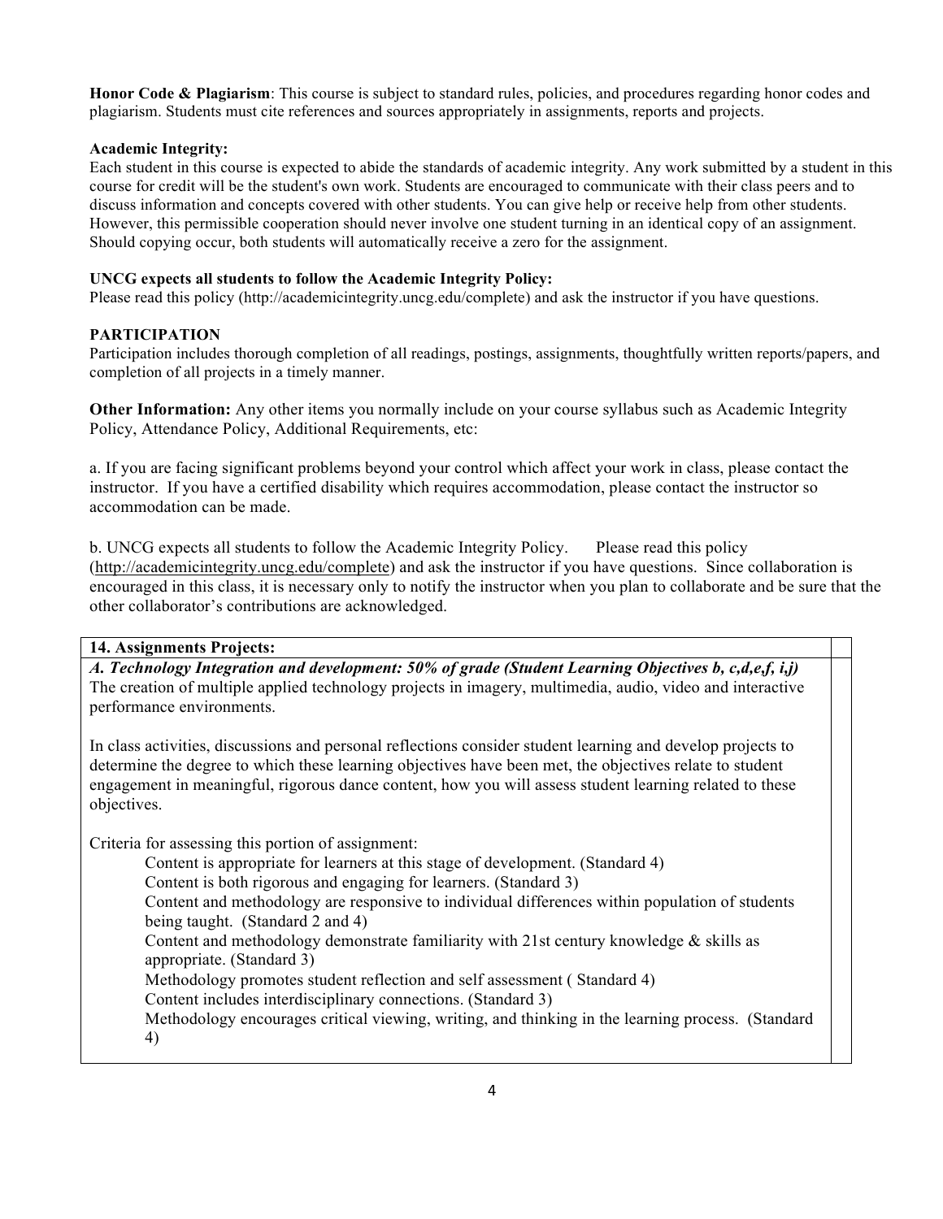**Honor Code & Plagiarism**: This course is subject to standard rules, policies, and procedures regarding honor codes and plagiarism. Students must cite references and sources appropriately in assignments, reports and projects.

**Academic Integrity:**
Each student in this course is expected to abide the standards of academic integrity. Any work submitted by a student in this course for credit will be the student's own work. Students are encouraged to communicate with their class peers and to discuss information and concepts covered with other students. You can give help or receive help from other students. However, this permissible cooperation should never involve one student turning in an identical copy of an assignment. Should copying occur, both students will automatically receive a zero for the assignment.

**UNCG expects all students to follow the Academic Integrity Policy:**
Please read this policy (http://academicintegrity.uncg.edu/complete) and ask the instructor if you have questions.

**PARTICIPATION**
Participation includes thorough completion of all readings, postings, assignments, thoughtfully written reports/papers, and completion of all projects in a timely manner.

**Other Information:** Any other items you normally include on your course syllabus such as Academic Integrity Policy, Attendance Policy, Additional Requirements, etc:

a. If you are facing significant problems beyond your control which affect your work in class, please contact the instructor. If you have a certified disability which requires accommodation, please contact the instructor so accommodation can be made.

b. UNCG expects all students to follow the Academic Integrity Policy. Please read this policy (http://academicintegrity.uncg.edu/complete) and ask the instructor if you have questions. Since collaboration is encouraged in this class, it is necessary only to notify the instructor when you plan to collaborate and be sure that the other collaborator's contributions are acknowledged.

**14. Assignments Projects:**

***A. Technology Integration and development: 50% of grade (Student Learning Objectives b, c,d,e,f, i,j)***
The creation of multiple applied technology projects in imagery, multimedia, audio, video and interactive performance environments.

In class activities, discussions and personal reflections consider student learning and develop projects to determine the degree to which these learning objectives have been met, the objectives relate to student engagement in meaningful, rigorous dance content, how you will assess student learning related to these objectives.

Criteria for assessing this portion of assignment:

- Content is appropriate for learners at this stage of development. (Standard 4)
- Content is both rigorous and engaging for learners. (Standard 3)
- Content and methodology are responsive to individual differences within population of students being taught. (Standard 2 and 4)
- Content and methodology demonstrate familiarity with 21st century knowledge & skills as appropriate. (Standard 3)
- Methodology promotes student reflection and self assessment ( Standard 4)
- Content includes interdisciplinary connections. (Standard 3)
- Methodology encourages critical viewing, writing, and thinking in the learning process. (Standard 4)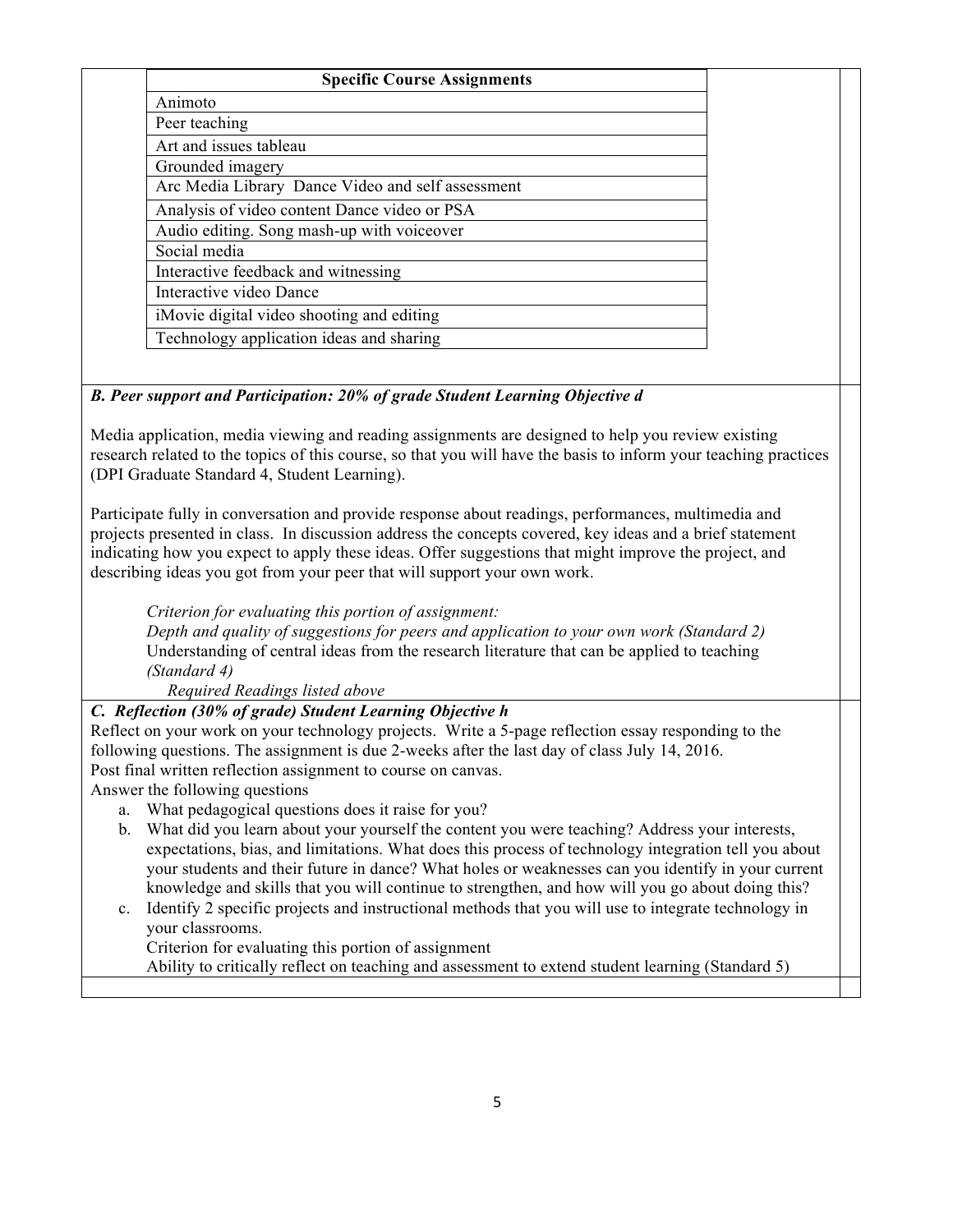| Specific Course Assignments |
|---|
| Animoto |
| Peer teaching |
| Art and issues tableau |
| Grounded imagery |
| Arc Media Library  Dance Video and self assessment |
| Analysis of video content Dance video or PSA |
| Audio editing. Song mash-up with voiceover |
| Social media |
| Interactive feedback and witnessing |
| Interactive video Dance |
| iMovie digital video shooting and editing |
| Technology application ideas and sharing |

***B. Peer support and Participation: 20% of grade Student Learning Objective d***

Media application, media viewing and reading assignments are designed to help you review existing research related to the topics of this course, so that you will have the basis to inform your teaching practices (DPI Graduate Standard 4, Student Learning).

Participate fully in conversation and provide response about readings, performances, multimedia and projects presented in class. In discussion address the concepts covered, key ideas and a brief statement indicating how you expect to apply these ideas. Offer suggestions that might improve the project, and describing ideas you got from your peer that will support your own work.

*Criterion for evaluating this portion of assignment:*
*Depth and quality of suggestions for peers and application to your own work (Standard 2)*
Understanding of central ideas from the research literature that can be applied to teaching *(Standard 4)*
*Required Readings listed above*

***C. Reflection (30% of grade) Student Learning Objective h***

Reflect on your work on your technology projects. Write a 5-page reflection essay responding to the following questions. The assignment is due 2-weeks after the last day of class July 14, 2016.
Post final written reflection assignment to course on canvas.
Answer the following questions

a. What pedagogical questions does it raise for you?
b. What did you learn about your yourself the content you were teaching? Address your interests, expectations, bias, and limitations. What does this process of technology integration tell you about your students and their future in dance? What holes or weaknesses can you identify in your current knowledge and skills that you will continue to strengthen, and how will you go about doing this?
c. Identify 2 specific projects and instructional methods that you will use to integrate technology in your classrooms.
   Criterion for evaluating this portion of assignment
   Ability to critically reflect on teaching and assessment to extend student learning (Standard 5)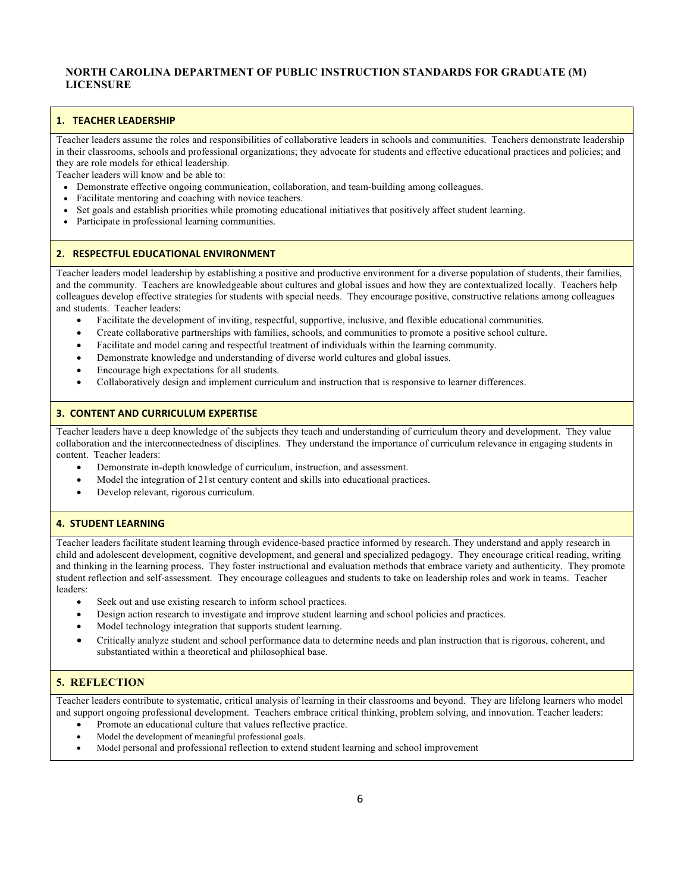**NORTH CAROLINA DEPARTMENT OF PUBLIC INSTRUCTION STANDARDS FOR GRADUATE (M) LICENSURE**

## 1. TEACHER LEADERSHIP

Teacher leaders assume the roles and responsibilities of collaborative leaders in schools and communities. Teachers demonstrate leadership in their classrooms, schools and professional organizations; they advocate for students and effective educational practices and policies; and they are role models for ethical leadership.

Teacher leaders will know and be able to:

- Demonstrate effective ongoing communication, collaboration, and team-building among colleagues.
- Facilitate mentoring and coaching with novice teachers.
- Set goals and establish priorities while promoting educational initiatives that positively affect student learning.
- Participate in professional learning communities.

## 2. RESPECTFUL EDUCATIONAL ENVIRONMENT

Teacher leaders model leadership by establishing a positive and productive environment for a diverse population of students, their families, and the community. Teachers are knowledgeable about cultures and global issues and how they are contextualized locally. Teachers help colleagues develop effective strategies for students with special needs. They encourage positive, constructive relations among colleagues and students. Teacher leaders:

- Facilitate the development of inviting, respectful, supportive, inclusive, and flexible educational communities.
- Create collaborative partnerships with families, schools, and communities to promote a positive school culture.
- Facilitate and model caring and respectful treatment of individuals within the learning community.
- Demonstrate knowledge and understanding of diverse world cultures and global issues.
- Encourage high expectations for all students.
- Collaboratively design and implement curriculum and instruction that is responsive to learner differences.

## 3. CONTENT AND CURRICULUM EXPERTISE

Teacher leaders have a deep knowledge of the subjects they teach and understanding of curriculum theory and development. They value collaboration and the interconnectedness of disciplines. They understand the importance of curriculum relevance in engaging students in content. Teacher leaders:

- Demonstrate in-depth knowledge of curriculum, instruction, and assessment.
- Model the integration of 21st century content and skills into educational practices.
- Develop relevant, rigorous curriculum.

## 4. STUDENT LEARNING

Teacher leaders facilitate student learning through evidence-based practice informed by research. They understand and apply research in child and adolescent development, cognitive development, and general and specialized pedagogy. They encourage critical reading, writing and thinking in the learning process. They foster instructional and evaluation methods that embrace variety and authenticity. They promote student reflection and self-assessment. They encourage colleagues and students to take on leadership roles and work in teams. Teacher leaders:

- Seek out and use existing research to inform school practices.
- Design action research to investigate and improve student learning and school policies and practices.
- Model technology integration that supports student learning.
- Critically analyze student and school performance data to determine needs and plan instruction that is rigorous, coherent, and substantiated within a theoretical and philosophical base.

## 5. REFLECTION

Teacher leaders contribute to systematic, critical analysis of learning in their classrooms and beyond. They are lifelong learners who model and support ongoing professional development. Teachers embrace critical thinking, problem solving, and innovation. Teacher leaders:

- Promote an educational culture that values reflective practice.
- Model the development of meaningful professional goals.
- Model personal and professional reflection to extend student learning and school improvement